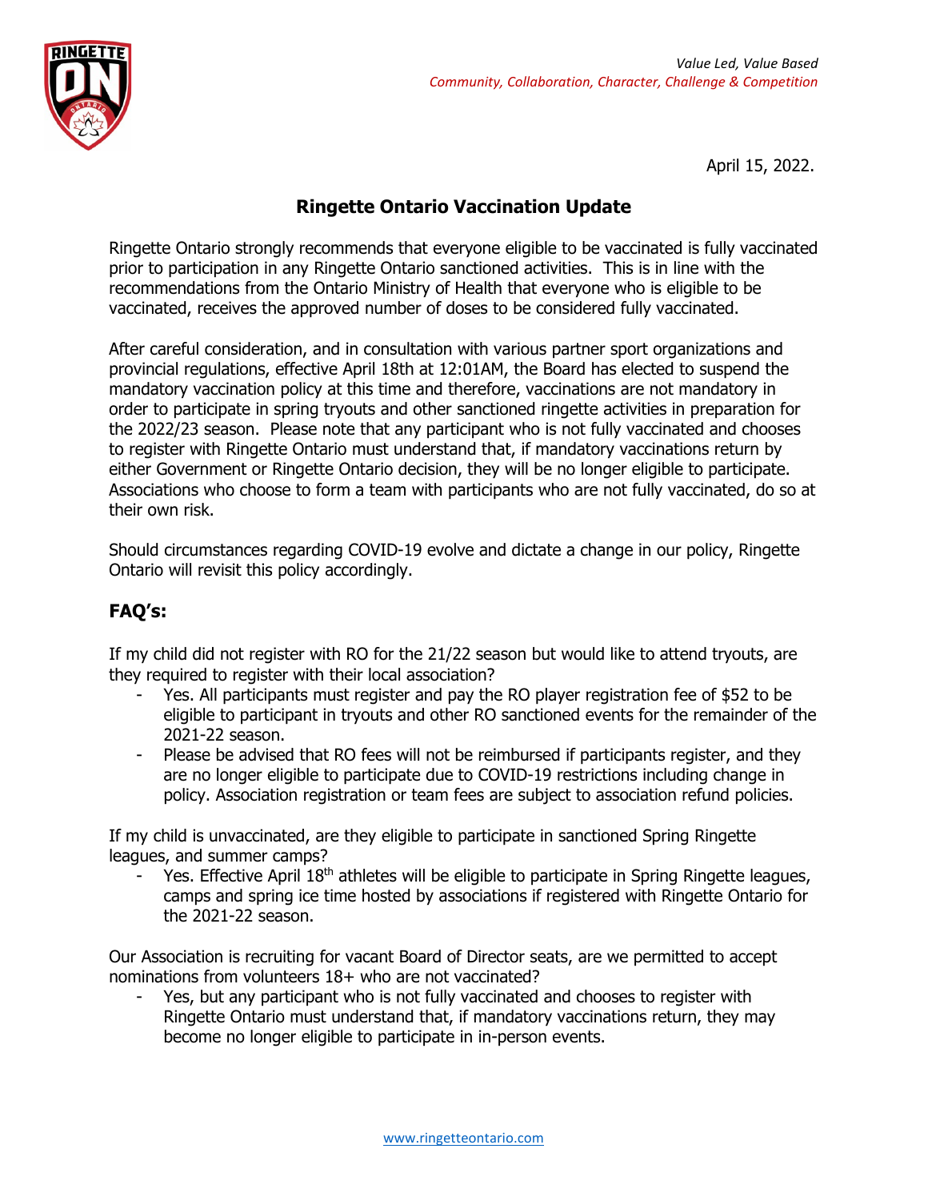*Value Led, Value Based*
*Community, Collaboration, Character, Challenge & Competition*

April 15, 2022.

# Ringette Ontario Vaccination Update

Ringette Ontario strongly recommends that everyone eligible to be vaccinated is fully vaccinated prior to participation in any Ringette Ontario sanctioned activities. This is in line with the recommendations from the Ontario Ministry of Health that everyone who is eligible to be vaccinated, receives the approved number of doses to be considered fully vaccinated.

After careful consideration, and in consultation with various partner sport organizations and provincial regulations, effective April 18th at 12:01AM, the Board has elected to suspend the mandatory vaccination policy at this time and therefore, vaccinations are not mandatory in order to participate in spring tryouts and other sanctioned ringette activities in preparation for the 2022/23 season. Please note that any participant who is not fully vaccinated and chooses to register with Ringette Ontario must understand that, if mandatory vaccinations return by either Government or Ringette Ontario decision, they will be no longer eligible to participate. Associations who choose to form a team with participants who are not fully vaccinated, do so at their own risk.

Should circumstances regarding COVID-19 evolve and dictate a change in our policy, Ringette Ontario will revisit this policy accordingly.

## FAQ's:

If my child did not register with RO for the 21/22 season but would like to attend tryouts, are they required to register with their local association?

- Yes. All participants must register and pay the RO player registration fee of $52 to be eligible to participant in tryouts and other RO sanctioned events for the remainder of the 2021-22 season.
- Please be advised that RO fees will not be reimbursed if participants register, and they are no longer eligible to participate due to COVID-19 restrictions including change in policy. Association registration or team fees are subject to association refund policies.

If my child is unvaccinated, are they eligible to participate in sanctioned Spring Ringette leagues, and summer camps?

- Yes. Effective April 18th athletes will be eligible to participate in Spring Ringette leagues, camps and spring ice time hosted by associations if registered with Ringette Ontario for the 2021-22 season.

Our Association is recruiting for vacant Board of Director seats, are we permitted to accept nominations from volunteers 18+ who are not vaccinated?

- Yes, but any participant who is not fully vaccinated and chooses to register with Ringette Ontario must understand that, if mandatory vaccinations return, they may become no longer eligible to participate in in-person events.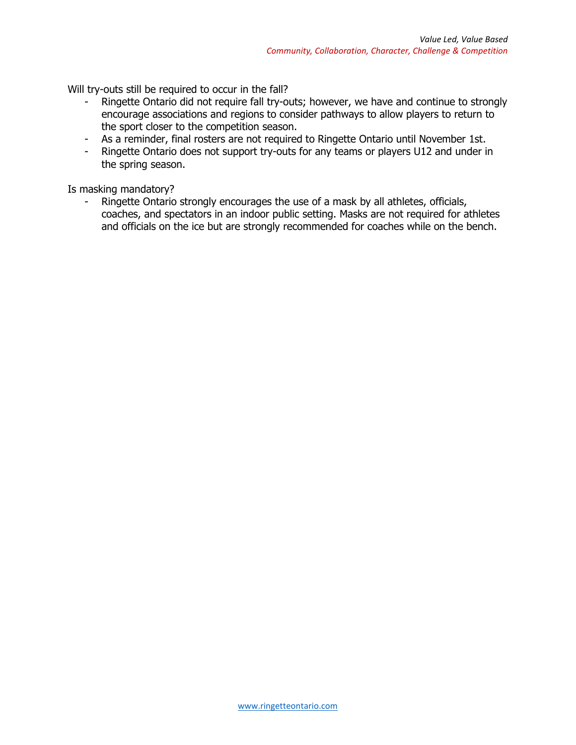Will try-outs still be required to occur in the fall?

- Ringette Ontario did not require fall try-outs; however, we have and continue to strongly encourage associations and regions to consider pathways to allow players to return to the sport closer to the competition season.
- As a reminder, final rosters are not required to Ringette Ontario until November 1st.
- Ringette Ontario does not support try-outs for any teams or players U12 and under in the spring season.

Is masking mandatory?

- Ringette Ontario strongly encourages the use of a mask by all athletes, officials, coaches, and spectators in an indoor public setting. Masks are not required for athletes and officials on the ice but are strongly recommended for coaches while on the bench.